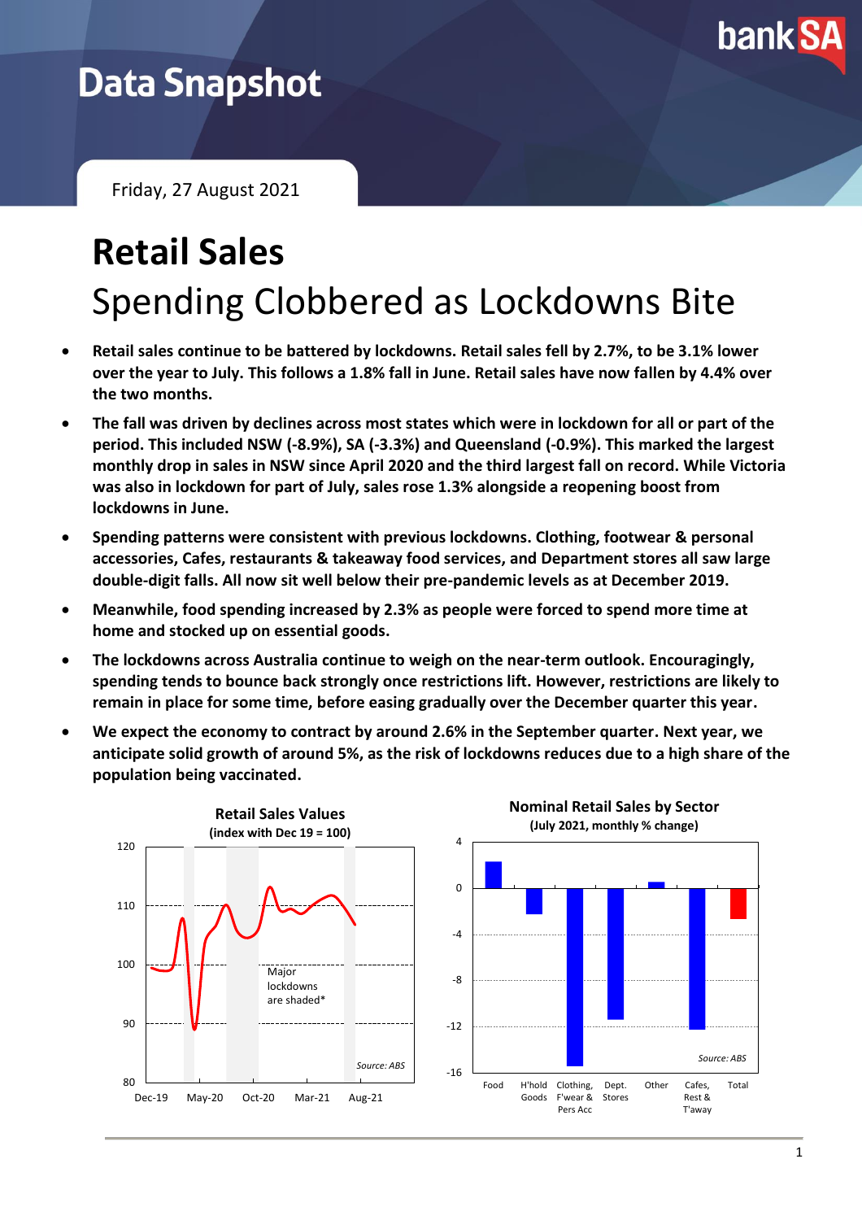# Data Snapshot

Friday, 27 August 2021

# Retail Sales

## Spending Clobbered as Lockdowns Bite

- **Retail sales continue to be battered by lockdowns. Retail sales fell by 2.7%, to be 3.1% lower over the year to July. This follows a 1.8% fall in June. Retail sales have now fallen by 4.4% over the two months.**
- **The fall was driven by declines across most states which were in lockdown for all or part of the period. This included NSW (-8.9%), SA (-3.3%) and Queensland (-0.9%). This marked the largest monthly drop in sales in NSW since April 2020 and the third largest fall on record. While Victoria was also in lockdown for part of July, sales rose 1.3% alongside a reopening boost from lockdowns in June.**
- **Spending patterns were consistent with previous lockdowns. Clothing, footwear & personal accessories, Cafes, restaurants & takeaway food services, and Department stores all saw large double-digit falls. All now sit well below their pre-pandemic levels as at December 2019.**
- **Meanwhile, food spending increased by 2.3% as people were forced to spend more time at home and stocked up on essential goods.**
- **The lockdowns across Australia continue to weigh on the near-term outlook. Encouragingly, spending tends to bounce back strongly once restrictions lift. However, restrictions are likely to remain in place for some time, before easing gradually over the December quarter this year.**
- **We expect the economy to contract by around 2.6% in the September quarter. Next year, we anticipate solid growth of around 5%, as the risk of lockdowns reduces due to a high share of the population being vaccinated.**

**Retail Sales Values**
**(index with Dec 19 = 100)**

Major lockdowns are shaded*

*Source: ABS*

**Nominal Retail Sales by Sector**
**(July 2021, monthly % change)**

*Source: ABS*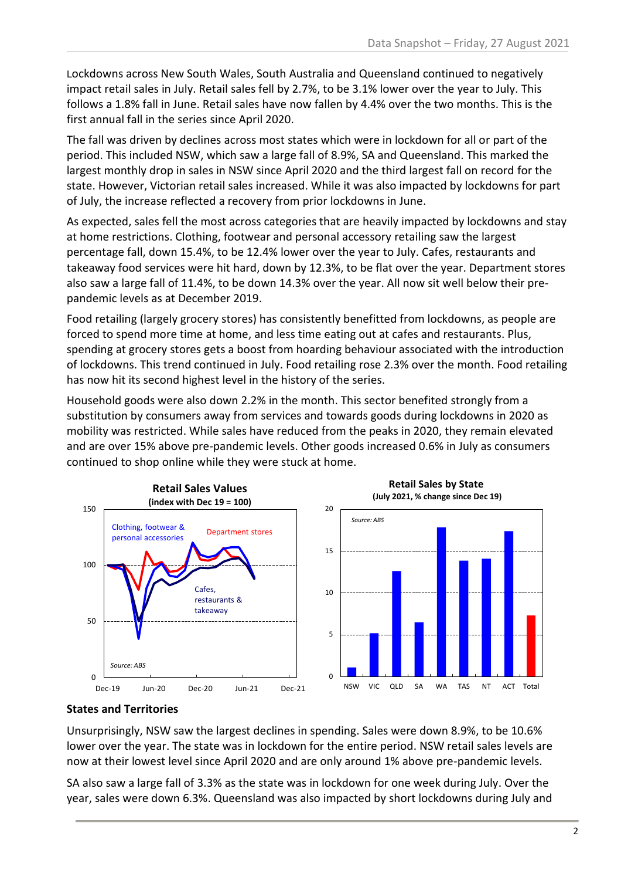Lockdowns across New South Wales, South Australia and Queensland continued to negatively impact retail sales in July. Retail sales fell by 2.7%, to be 3.1% lower over the year to July. This follows a 1.8% fall in June. Retail sales have now fallen by 4.4% over the two months. This is the first annual fall in the series since April 2020.

The fall was driven by declines across most states which were in lockdown for all or part of the period. This included NSW, which saw a large fall of 8.9%, SA and Queensland. This marked the largest monthly drop in sales in NSW since April 2020 and the third largest fall on record for the state. However, Victorian retail sales increased. While it was also impacted by lockdowns for part of July, the increase reflected a recovery from prior lockdowns in June.

As expected, sales fell the most across categories that are heavily impacted by lockdowns and stay at home restrictions. Clothing, footwear and personal accessory retailing saw the largest percentage fall, down 15.4%, to be 12.4% lower over the year to July. Cafes, restaurants and takeaway food services were hit hard, down by 12.3%, to be flat over the year. Department stores also saw a large fall of 11.4%, to be down 14.3% over the year. All now sit well below their pre-pandemic levels as at December 2019.

Food retailing (largely grocery stores) has consistently benefitted from lockdowns, as people are forced to spend more time at home, and less time eating out at cafes and restaurants. Plus, spending at grocery stores gets a boost from hoarding behaviour associated with the introduction of lockdowns. This trend continued in July. Food retailing rose 2.3% over the month. Food retailing has now hit its second highest level in the history of the series.

Household goods were also down 2.2% in the month. This sector benefited strongly from a substitution by consumers away from services and towards goods during lockdowns in 2020 as mobility was restricted. While sales have reduced from the peaks in 2020, they remain elevated and are over 15% above pre-pandemic levels. Other goods increased 0.6% in July as consumers continued to shop online while they were stuck at home.

**Retail Sales Values**
**(index with Dec 19 = 100)**

**Retail Sales by State**
**(July 2021, % change since Dec 19)**

## States and Territories

Unsurprisingly, NSW saw the largest declines in spending. Sales were down 8.9%, to be 10.6% lower over the year. The state was in lockdown for the entire period. NSW retail sales levels are now at their lowest level since April 2020 and are only around 1% above pre-pandemic levels.

SA also saw a large fall of 3.3% as the state was in lockdown for one week during July. Over the year, sales were down 6.3%. Queensland was also impacted by short lockdowns during July and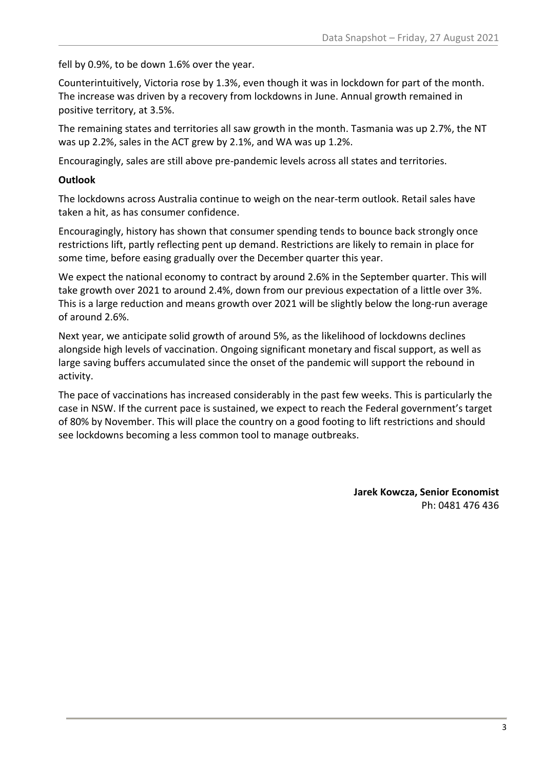fell by 0.9%, to be down 1.6% over the year.

Counterintuitively, Victoria rose by 1.3%, even though it was in lockdown for part of the month. The increase was driven by a recovery from lockdowns in June. Annual growth remained in positive territory, at 3.5%.

The remaining states and territories all saw growth in the month. Tasmania was up 2.7%, the NT was up 2.2%, sales in the ACT grew by 2.1%, and WA was up 1.2%.

Encouragingly, sales are still above pre-pandemic levels across all states and territories.

**Outlook**

The lockdowns across Australia continue to weigh on the near-term outlook. Retail sales have taken a hit, as has consumer confidence.

Encouragingly, history has shown that consumer spending tends to bounce back strongly once restrictions lift, partly reflecting pent up demand. Restrictions are likely to remain in place for some time, before easing gradually over the December quarter this year.

We expect the national economy to contract by around 2.6% in the September quarter. This will take growth over 2021 to around 2.4%, down from our previous expectation of a little over 3%. This is a large reduction and means growth over 2021 will be slightly below the long-run average of around 2.6%.

Next year, we anticipate solid growth of around 5%, as the likelihood of lockdowns declines alongside high levels of vaccination. Ongoing significant monetary and fiscal support, as well as large saving buffers accumulated since the onset of the pandemic will support the rebound in activity.

The pace of vaccinations has increased considerably in the past few weeks. This is particularly the case in NSW. If the current pace is sustained, we expect to reach the Federal government's target of 80% by November. This will place the country on a good footing to lift restrictions and should see lockdowns becoming a less common tool to manage outbreaks.

**Jarek Kowcza, Senior Economist**
Ph: 0481 476 436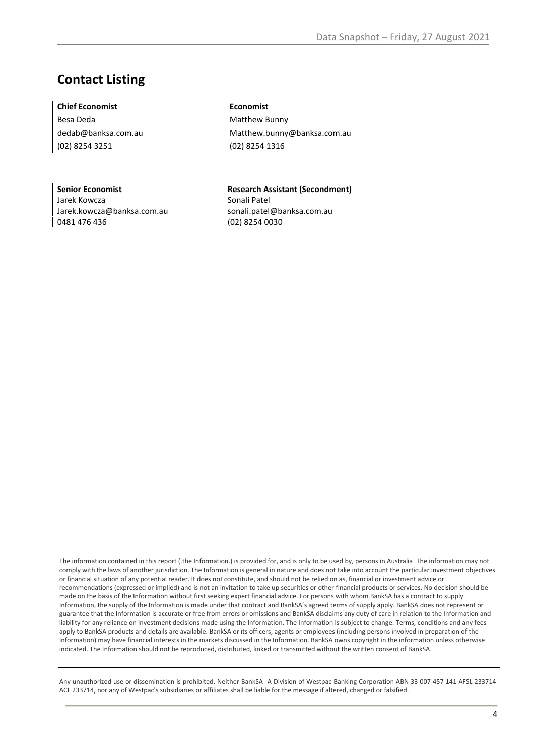## Contact Listing

**Chief Economist**
Besa Deda
dedab@banksa.com.au
(02) 8254 3251

**Economist**
Matthew Bunny
Matthew.bunny@banksa.com.au
(02) 8254 1316

**Senior Economist**
Jarek Kowcza
Jarek.kowcza@banksa.com.au
0481 476 436

**Research Assistant (Secondment)**
Sonali Patel
sonali.patel@banksa.com.au
(02) 8254 0030

The information contained in this report (.the Information.) is provided for, and is only to be used by, persons in Australia. The information may not comply with the laws of another jurisdiction. The Information is general in nature and does not take into account the particular investment objectives or financial situation of any potential reader. It does not constitute, and should not be relied on as, financial or investment advice or recommendations (expressed or implied) and is not an invitation to take up securities or other financial products or services. No decision should be made on the basis of the Information without first seeking expert financial advice. For persons with whom BankSA has a contract to supply Information, the supply of the Information is made under that contract and BankSA's agreed terms of supply apply. BankSA does not represent or guarantee that the Information is accurate or free from errors or omissions and BankSA disclaims any duty of care in relation to the Information and liability for any reliance on investment decisions made using the Information. The Information is subject to change. Terms, conditions and any fees apply to BankSA products and details are available. BankSA or its officers, agents or employees (including persons involved in preparation of the Information) may have financial interests in the markets discussed in the Information. BankSA owns copyright in the information unless otherwise indicated. The Information should not be reproduced, distributed, linked or transmitted without the written consent of BankSA.

Any unauthorized use or dissemination is prohibited. Neither BankSA- A Division of Westpac Banking Corporation ABN 33 007 457 141 AFSL 233714 ACL 233714, nor any of Westpac's subsidiaries or affiliates shall be liable for the message if altered, changed or falsified.